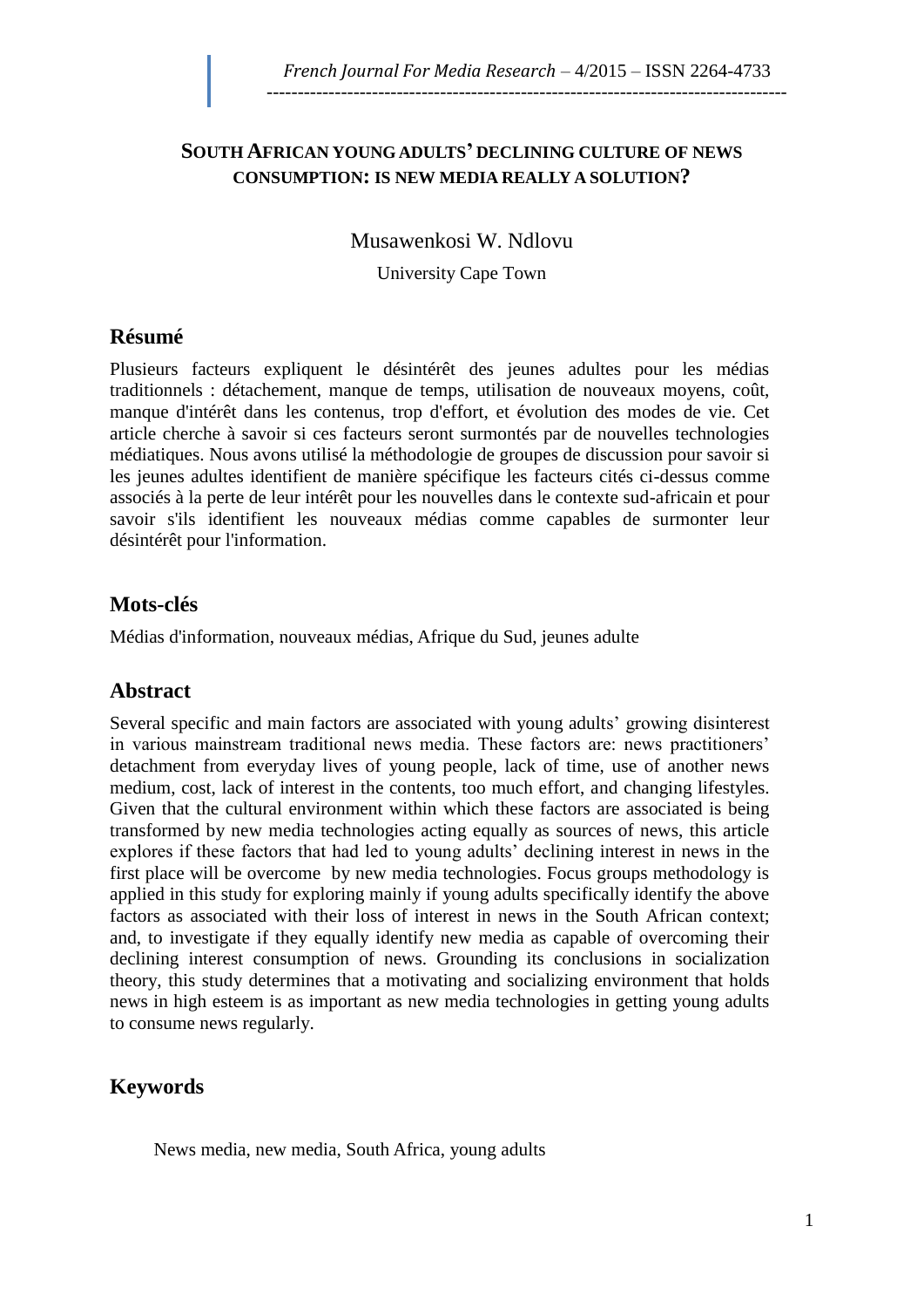# SOUTH AFRICAN YOUNG ADULTS' DECLINING CULTURE OF NEWS CONSUMPTION: IS NEW MEDIA REALLY A SOLUTION?

Musawenkosi W. Ndlovu

University Cape Town

## Résumé

Plusieurs facteurs expliquent le désintérêt des jeunes adultes pour les médias traditionnels : détachement, manque de temps, utilisation de nouveaux moyens, coût, manque d'intérêt dans les contenus, trop d'effort, et évolution des modes de vie. Cet article cherche à savoir si ces facteurs seront surmontés par de nouvelles technologies médiatiques. Nous avons utilisé la méthodologie de groupes de discussion pour savoir si les jeunes adultes identifient de manière spécifique les facteurs cités ci-dessus comme associés à la perte de leur intérêt pour les nouvelles dans le contexte sud-africain et pour savoir s'ils identifient les nouveaux médias comme capables de surmonter leur désintérêt pour l'information.

## Mots-clés

Médias d'information, nouveaux médias, Afrique du Sud, jeunes adulte

## Abstract

Several specific and main factors are associated with young adults' growing disinterest in various mainstream traditional news media. These factors are: news practitioners' detachment from everyday lives of young people, lack of time, use of another news medium, cost, lack of interest in the contents, too much effort, and changing lifestyles. Given that the cultural environment within which these factors are associated is being transformed by new media technologies acting equally as sources of news, this article explores if these factors that had led to young adults' declining interest in news in the first place will be overcome by new media technologies. Focus groups methodology is applied in this study for exploring mainly if young adults specifically identify the above factors as associated with their loss of interest in news in the South African context; and, to investigate if they equally identify new media as capable of overcoming their declining interest consumption of news. Grounding its conclusions in socialization theory, this study determines that a motivating and socializing environment that holds news in high esteem is as important as new media technologies in getting young adults to consume news regularly.

## Keywords

News media, new media, South Africa, young adults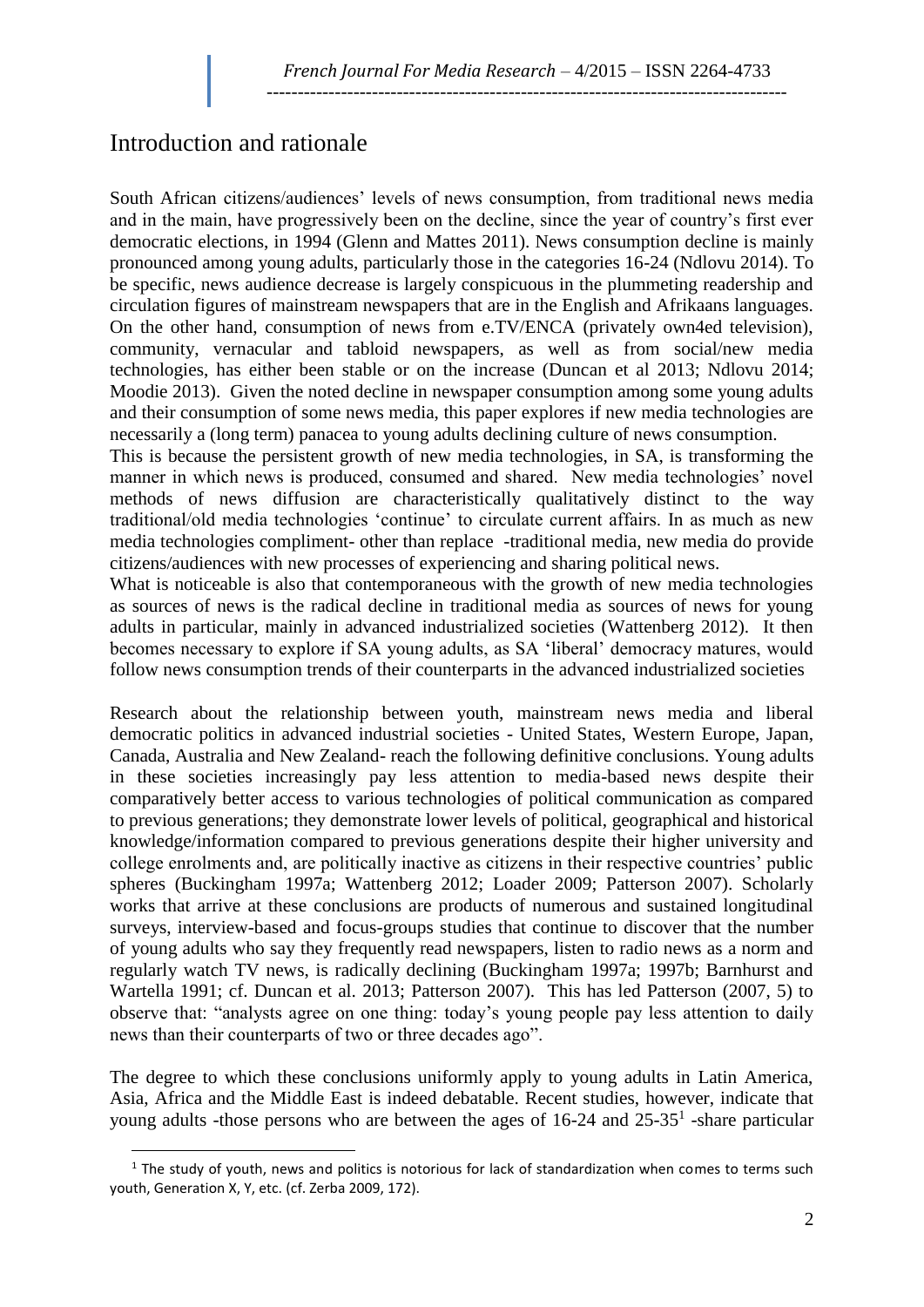## Introduction and rationale

South African citizens/audiences' levels of news consumption, from traditional news media and in the main, have progressively been on the decline, since the year of country's first ever democratic elections, in 1994 (Glenn and Mattes 2011). News consumption decline is mainly pronounced among young adults, particularly those in the categories 16-24 (Ndlovu 2014). To be specific, news audience decrease is largely conspicuous in the plummeting readership and circulation figures of mainstream newspapers that are in the English and Afrikaans languages. On the other hand, consumption of news from e.TV/ENCA (privately own4ed television), community, vernacular and tabloid newspapers, as well as from social/new media technologies, has either been stable or on the increase (Duncan et al 2013; Ndlovu 2014; Moodie 2013). Given the noted decline in newspaper consumption among some young adults and their consumption of some news media, this paper explores if new media technologies are necessarily a (long term) panacea to young adults declining culture of news consumption.

This is because the persistent growth of new media technologies, in SA, is transforming the manner in which news is produced, consumed and shared. New media technologies' novel methods of news diffusion are characteristically qualitatively distinct to the way traditional/old media technologies 'continue' to circulate current affairs. In as much as new media technologies compliment- other than replace -traditional media, new media do provide citizens/audiences with new processes of experiencing and sharing political news.

What is noticeable is also that contemporaneous with the growth of new media technologies as sources of news is the radical decline in traditional media as sources of news for young adults in particular, mainly in advanced industrialized societies (Wattenberg 2012). It then becomes necessary to explore if SA young adults, as SA 'liberal' democracy matures, would follow news consumption trends of their counterparts in the advanced industrialized societies

Research about the relationship between youth, mainstream news media and liberal democratic politics in advanced industrial societies - United States, Western Europe, Japan, Canada, Australia and New Zealand- reach the following definitive conclusions. Young adults in these societies increasingly pay less attention to media-based news despite their comparatively better access to various technologies of political communication as compared to previous generations; they demonstrate lower levels of political, geographical and historical knowledge/information compared to previous generations despite their higher university and college enrolments and, are politically inactive as citizens in their respective countries' public spheres (Buckingham 1997a; Wattenberg 2012; Loader 2009; Patterson 2007). Scholarly works that arrive at these conclusions are products of numerous and sustained longitudinal surveys, interview-based and focus-groups studies that continue to discover that the number of young adults who say they frequently read newspapers, listen to radio news as a norm and regularly watch TV news, is radically declining (Buckingham 1997a; 1997b; Barnhurst and Wartella 1991; cf. Duncan et al. 2013; Patterson 2007). This has led Patterson (2007, 5) to observe that: "analysts agree on one thing: today's young people pay less attention to daily news than their counterparts of two or three decades ago".

The degree to which these conclusions uniformly apply to young adults in Latin America, Asia, Africa and the Middle East is indeed debatable. Recent studies, however, indicate that young adults -those persons who are between the ages of 16-24 and 25-35[1] -share particular

[1] The study of youth, news and politics is notorious for lack of standardization when comes to terms such youth, Generation X, Y, etc. (cf. Zerba 2009, 172).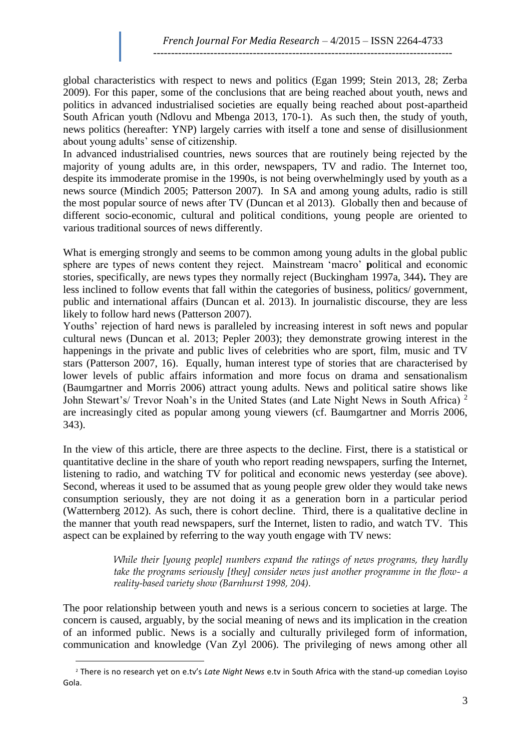global characteristics with respect to news and politics (Egan 1999; Stein 2013, 28; Zerba 2009). For this paper, some of the conclusions that are being reached about youth, news and politics in advanced industrialised societies are equally being reached about post-apartheid South African youth (Ndlovu and Mbenga 2013, 170-1). As such then, the study of youth, news politics (hereafter: YNP) largely carries with itself a tone and sense of disillusionment about young adults' sense of citizenship.

In advanced industrialised countries, news sources that are routinely being rejected by the majority of young adults are, in this order, newspapers, TV and radio. The Internet too, despite its immoderate promise in the 1990s, is not being overwhelmingly used by youth as a news source (Mindich 2005; Patterson 2007). In SA and among young adults, radio is still the most popular source of news after TV (Duncan et al 2013). Globally then and because of different socio-economic, cultural and political conditions, young people are oriented to various traditional sources of news differently.

What is emerging strongly and seems to be common among young adults in the global public sphere are types of news content they reject. Mainstream 'macro' **p**olitical and economic stories, specifically, are news types they normally reject (Buckingham 1997a, 344)**.** They are less inclined to follow events that fall within the categories of business, politics/ government, public and international affairs (Duncan et al. 2013). In journalistic discourse, they are less likely to follow hard news (Patterson 2007).

Youths' rejection of hard news is paralleled by increasing interest in soft news and popular cultural news (Duncan et al. 2013; Pepler 2003); they demonstrate growing interest in the happenings in the private and public lives of celebrities who are sport, film, music and TV stars (Patterson 2007, 16). Equally, human interest type of stories that are characterised by lower levels of public affairs information and more focus on drama and sensationalism (Baumgartner and Morris 2006) attract young adults. News and political satire shows like John Stewart's/ Trevor Noah's in the United States (and Late Night News in South Africa) [2] are increasingly cited as popular among young viewers (cf. Baumgartner and Morris 2006, 343).

In the view of this article, there are three aspects to the decline. First, there is a statistical or quantitative decline in the share of youth who report reading newspapers, surfing the Internet, listening to radio, and watching TV for political and economic news yesterday (see above). Second, whereas it used to be assumed that as young people grew older they would take news consumption seriously, they are not doing it as a generation born in a particular period (Watternberg 2012). As such, there is cohort decline. Third, there is a qualitative decline in the manner that youth read newspapers, surf the Internet, listen to radio, and watch TV. This aspect can be explained by referring to the way youth engage with TV news:

> *While their [young people] numbers expand the ratings of news programs, they hardly take the programs seriously [they] consider news just another programme in the flow- a reality-based variety show (Barnhurst 1998, 204).*

The poor relationship between youth and news is a serious concern to societies at large. The concern is caused, arguably, by the social meaning of news and its implication in the creation of an informed public. News is a socially and culturally privileged form of information, communication and knowledge (Van Zyl 2006). The privileging of news among other all

[2] There is no research yet on e.tv's *Late Night News* e.tv in South Africa with the stand-up comedian Loyiso Gola.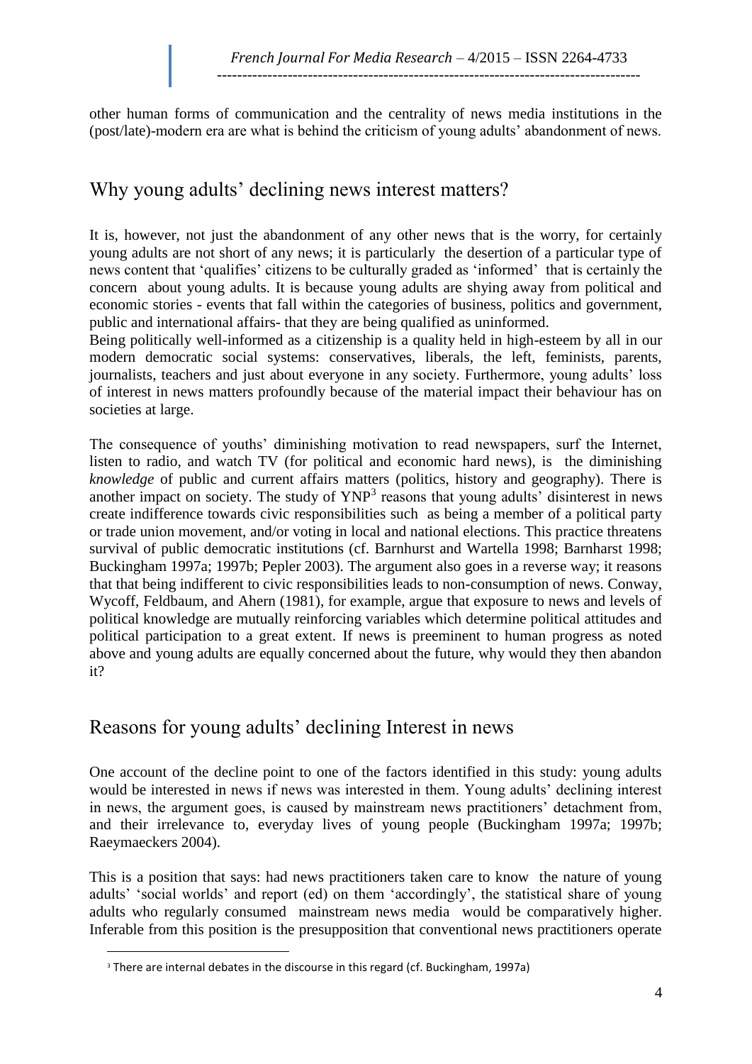other human forms of communication and the centrality of news media institutions in the (post/late)-modern era are what is behind the criticism of young adults' abandonment of news.

## Why young adults' declining news interest matters?

It is, however, not just the abandonment of any other news that is the worry, for certainly young adults are not short of any news; it is particularly the desertion of a particular type of news content that 'qualifies' citizens to be culturally graded as 'informed' that is certainly the concern about young adults. It is because young adults are shying away from political and economic stories - events that fall within the categories of business, politics and government, public and international affairs- that they are being qualified as uninformed.

Being politically well-informed as a citizenship is a quality held in high-esteem by all in our modern democratic social systems: conservatives, liberals, the left, feminists, parents, journalists, teachers and just about everyone in any society. Furthermore, young adults' loss of interest in news matters profoundly because of the material impact their behaviour has on societies at large.

The consequence of youths' diminishing motivation to read newspapers, surf the Internet, listen to radio, and watch TV (for political and economic hard news), is the diminishing *knowledge* of public and current affairs matters (politics, history and geography). There is another impact on society. The study of YNP[3] reasons that young adults' disinterest in news create indifference towards civic responsibilities such as being a member of a political party or trade union movement, and/or voting in local and national elections. This practice threatens survival of public democratic institutions (cf. Barnhurst and Wartella 1998; Barnharst 1998; Buckingham 1997a; 1997b; Pepler 2003). The argument also goes in a reverse way; it reasons that that being indifferent to civic responsibilities leads to non-consumption of news. Conway, Wycoff, Feldbaum, and Ahern (1981), for example, argue that exposure to news and levels of political knowledge are mutually reinforcing variables which determine political attitudes and political participation to a great extent. If news is preeminent to human progress as noted above and young adults are equally concerned about the future, why would they then abandon it?

## Reasons for young adults' declining Interest in news

One account of the decline point to one of the factors identified in this study: young adults would be interested in news if news was interested in them. Young adults' declining interest in news, the argument goes, is caused by mainstream news practitioners' detachment from, and their irrelevance to, everyday lives of young people (Buckingham 1997a; 1997b; Raeymaeckers 2004).

This is a position that says: had news practitioners taken care to know the nature of young adults' 'social worlds' and report (ed) on them 'accordingly', the statistical share of young adults who regularly consumed mainstream news media would be comparatively higher. Inferable from this position is the presupposition that conventional news practitioners operate

---

[3] There are internal debates in the discourse in this regard (cf. Buckingham, 1997a)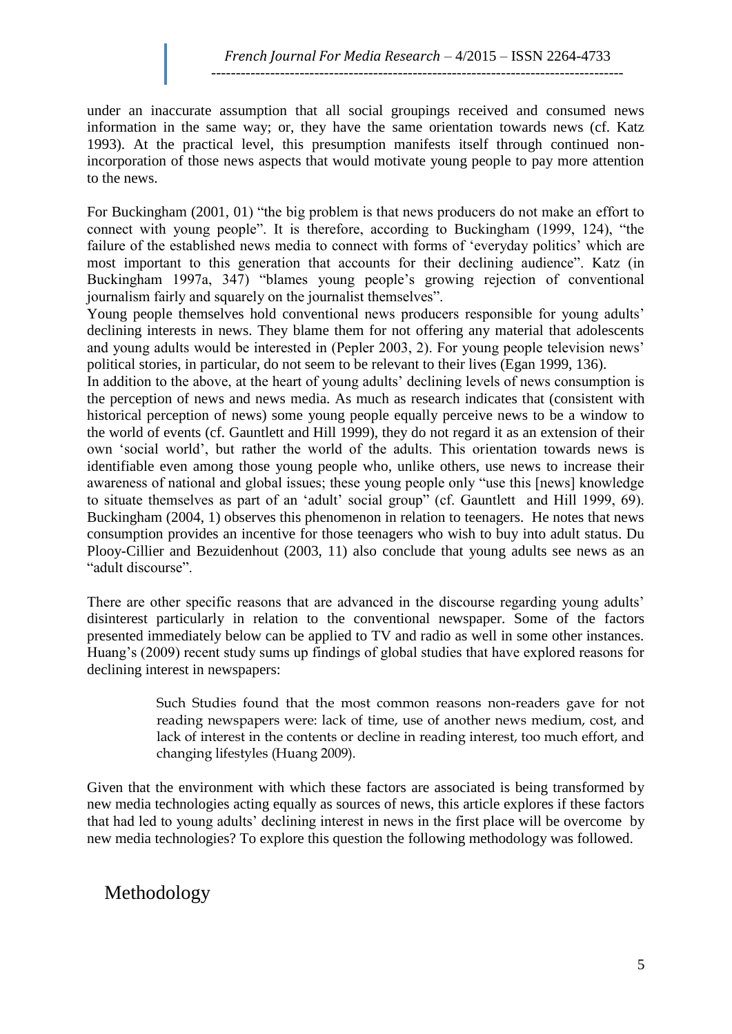under an inaccurate assumption that all social groupings received and consumed news information in the same way; or, they have the same orientation towards news (cf. Katz 1993). At the practical level, this presumption manifests itself through continued non-incorporation of those news aspects that would motivate young people to pay more attention to the news.

For Buckingham (2001, 01) "the big problem is that news producers do not make an effort to connect with young people". It is therefore, according to Buckingham (1999, 124), "the failure of the established news media to connect with forms of 'everyday politics' which are most important to this generation that accounts for their declining audience". Katz (in Buckingham 1997a, 347) "blames young people's growing rejection of conventional journalism fairly and squarely on the journalist themselves".

Young people themselves hold conventional news producers responsible for young adults' declining interests in news. They blame them for not offering any material that adolescents and young adults would be interested in (Pepler 2003, 2). For young people television news' political stories, in particular, do not seem to be relevant to their lives (Egan 1999, 136).

In addition to the above, at the heart of young adults' declining levels of news consumption is the perception of news and news media. As much as research indicates that (consistent with historical perception of news) some young people equally perceive news to be a window to the world of events (cf. Gauntlett and Hill 1999), they do not regard it as an extension of their own 'social world', but rather the world of the adults. This orientation towards news is identifiable even among those young people who, unlike others, use news to increase their awareness of national and global issues; these young people only "use this [news] knowledge to situate themselves as part of an 'adult' social group" (cf. Gauntlett and Hill 1999, 69). Buckingham (2004, 1) observes this phenomenon in relation to teenagers. He notes that news consumption provides an incentive for those teenagers who wish to buy into adult status. Du Plooy-Cillier and Bezuidenhout (2003, 11) also conclude that young adults see news as an "adult discourse".

There are other specific reasons that are advanced in the discourse regarding young adults' disinterest particularly in relation to the conventional newspaper. Some of the factors presented immediately below can be applied to TV and radio as well in some other instances. Huang's (2009) recent study sums up findings of global studies that have explored reasons for declining interest in newspapers:

> Such Studies found that the most common reasons non-readers gave for not reading newspapers were: lack of time, use of another news medium, cost, and lack of interest in the contents or decline in reading interest, too much effort, and changing lifestyles (Huang 2009).

Given that the environment with which these factors are associated is being transformed by new media technologies acting equally as sources of news, this article explores if these factors that had led to young adults' declining interest in news in the first place will be overcome by new media technologies? To explore this question the following methodology was followed.

## Methodology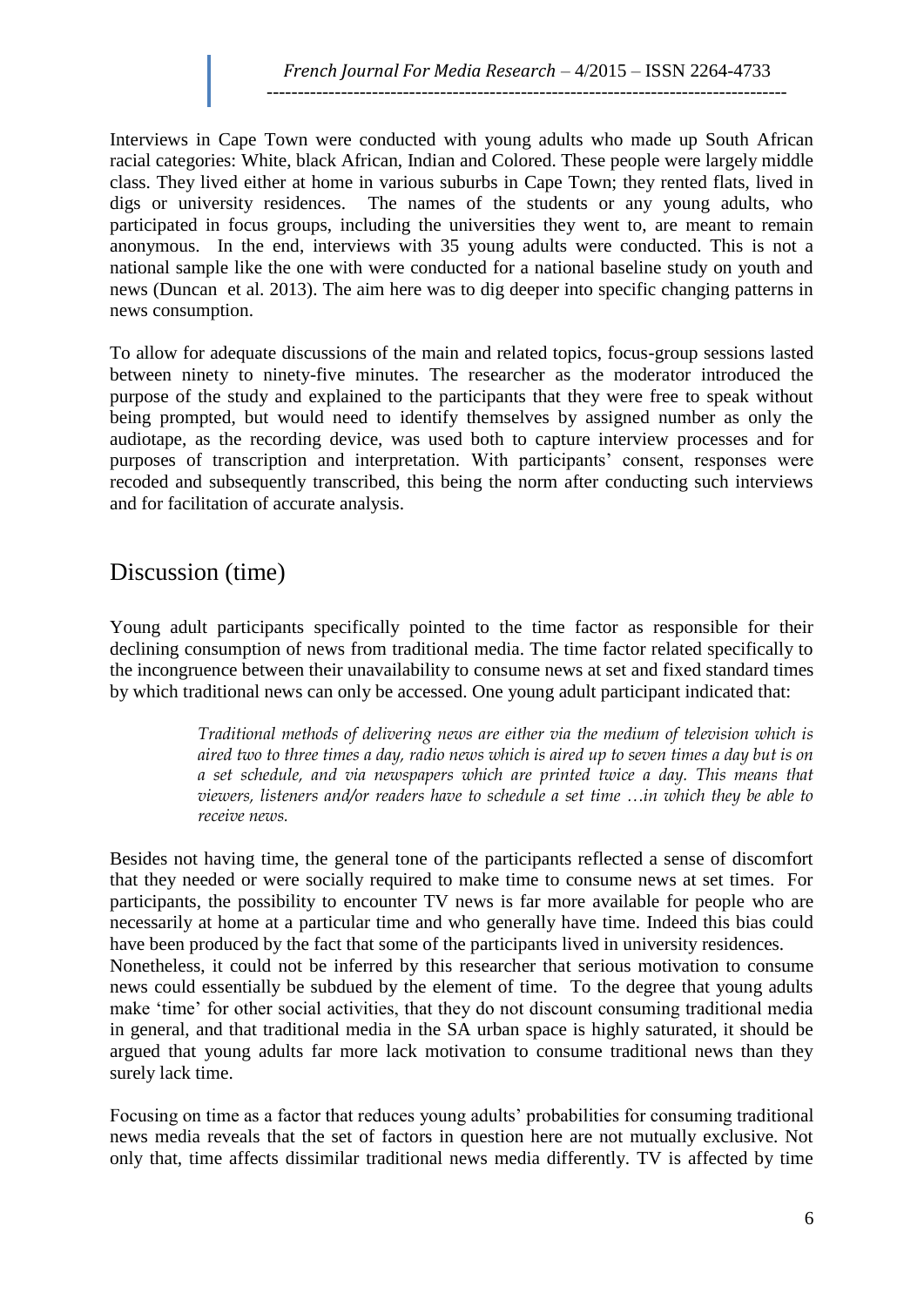Interviews in Cape Town were conducted with young adults who made up South African racial categories: White, black African, Indian and Colored. These people were largely middle class. They lived either at home in various suburbs in Cape Town; they rented flats, lived in digs or university residences. The names of the students or any young adults, who participated in focus groups, including the universities they went to, are meant to remain anonymous. In the end, interviews with 35 young adults were conducted. This is not a national sample like the one with were conducted for a national baseline study on youth and news (Duncan et al. 2013). The aim here was to dig deeper into specific changing patterns in news consumption.

To allow for adequate discussions of the main and related topics, focus-group sessions lasted between ninety to ninety-five minutes. The researcher as the moderator introduced the purpose of the study and explained to the participants that they were free to speak without being prompted, but would need to identify themselves by assigned number as only the audiotape, as the recording device, was used both to capture interview processes and for purposes of transcription and interpretation. With participants' consent, responses were recoded and subsequently transcribed, this being the norm after conducting such interviews and for facilitation of accurate analysis.

## Discussion (time)

Young adult participants specifically pointed to the time factor as responsible for their declining consumption of news from traditional media. The time factor related specifically to the incongruence between their unavailability to consume news at set and fixed standard times by which traditional news can only be accessed. One young adult participant indicated that:

> *Traditional methods of delivering news are either via the medium of television which is aired two to three times a day, radio news which is aired up to seven times a day but is on a set schedule, and via newspapers which are printed twice a day. This means that viewers, listeners and/or readers have to schedule a set time …in which they be able to receive news.*

Besides not having time, the general tone of the participants reflected a sense of discomfort that they needed or were socially required to make time to consume news at set times. For participants, the possibility to encounter TV news is far more available for people who are necessarily at home at a particular time and who generally have time. Indeed this bias could have been produced by the fact that some of the participants lived in university residences. Nonetheless, it could not be inferred by this researcher that serious motivation to consume news could essentially be subdued by the element of time. To the degree that young adults make 'time' for other social activities, that they do not discount consuming traditional media in general, and that traditional media in the SA urban space is highly saturated, it should be argued that young adults far more lack motivation to consume traditional news than they surely lack time.

Focusing on time as a factor that reduces young adults' probabilities for consuming traditional news media reveals that the set of factors in question here are not mutually exclusive. Not only that, time affects dissimilar traditional news media differently. TV is affected by time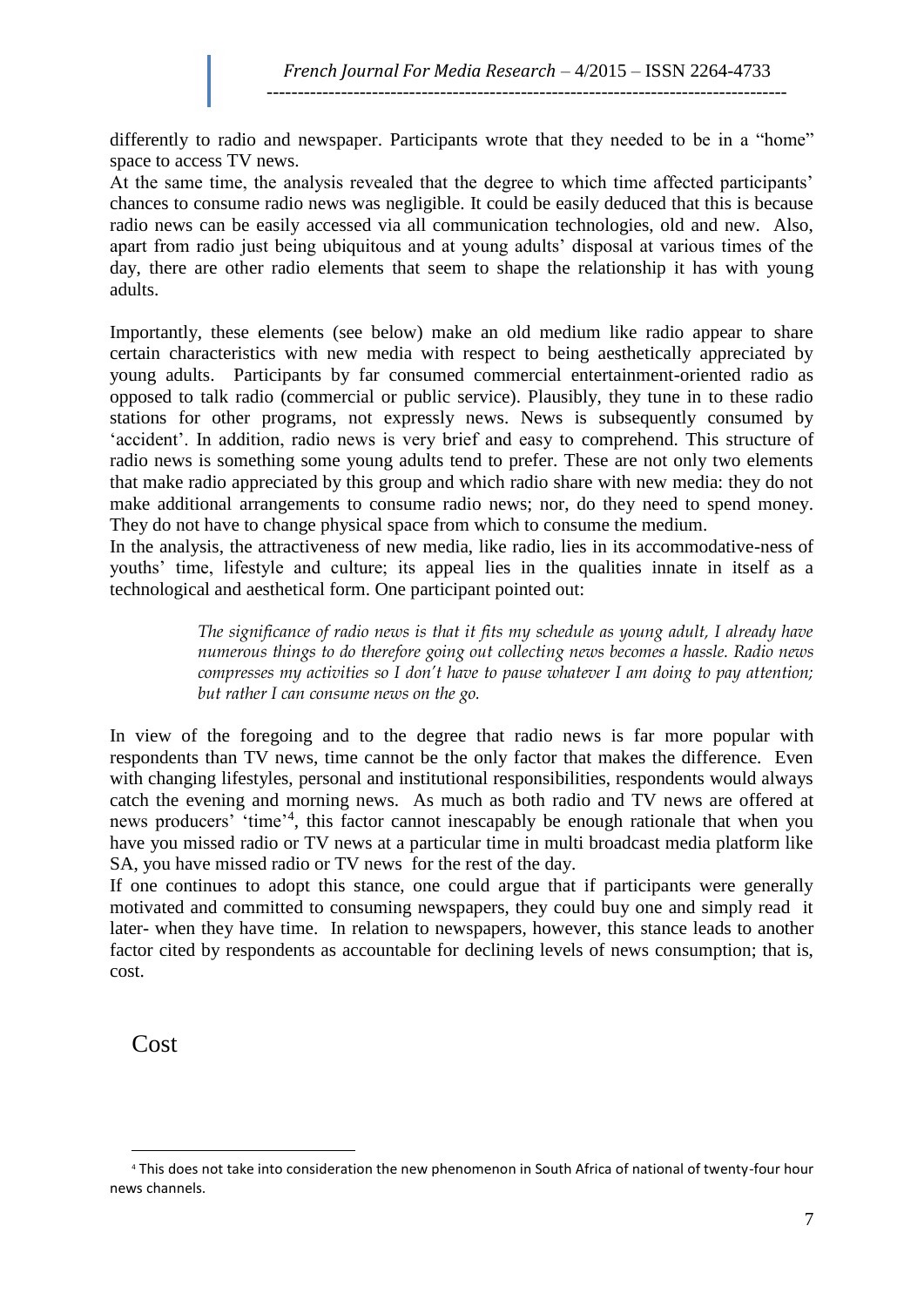differently to radio and newspaper. Participants wrote that they needed to be in a "home" space to access TV news.

At the same time, the analysis revealed that the degree to which time affected participants' chances to consume radio news was negligible. It could be easily deduced that this is because radio news can be easily accessed via all communication technologies, old and new. Also, apart from radio just being ubiquitous and at young adults' disposal at various times of the day, there are other radio elements that seem to shape the relationship it has with young adults.

Importantly, these elements (see below) make an old medium like radio appear to share certain characteristics with new media with respect to being aesthetically appreciated by young adults. Participants by far consumed commercial entertainment-oriented radio as opposed to talk radio (commercial or public service). Plausibly, they tune in to these radio stations for other programs, not expressly news. News is subsequently consumed by 'accident'. In addition, radio news is very brief and easy to comprehend. This structure of radio news is something some young adults tend to prefer. These are not only two elements that make radio appreciated by this group and which radio share with new media: they do not make additional arrangements to consume radio news; nor, do they need to spend money. They do not have to change physical space from which to consume the medium.

In the analysis, the attractiveness of new media, like radio, lies in its accommodative-ness of youths' time, lifestyle and culture; its appeal lies in the qualities innate in itself as a technological and aesthetical form. One participant pointed out:

> *The significance of radio news is that it fits my schedule as young adult, I already have numerous things to do therefore going out collecting news becomes a hassle. Radio news compresses my activities so I don't have to pause whatever I am doing to pay attention; but rather I can consume news on the go.*

In view of the foregoing and to the degree that radio news is far more popular with respondents than TV news, time cannot be the only factor that makes the difference. Even with changing lifestyles, personal and institutional responsibilities, respondents would always catch the evening and morning news. As much as both radio and TV news are offered at news producers' 'time'[4], this factor cannot inescapably be enough rationale that when you have you missed radio or TV news at a particular time in multi broadcast media platform like SA, you have missed radio or TV news for the rest of the day.

If one continues to adopt this stance, one could argue that if participants were generally motivated and committed to consuming newspapers, they could buy one and simply read it later- when they have time. In relation to newspapers, however, this stance leads to another factor cited by respondents as accountable for declining levels of news consumption; that is, cost.

## Cost

[4] This does not take into consideration the new phenomenon in South Africa of national of twenty-four hour news channels.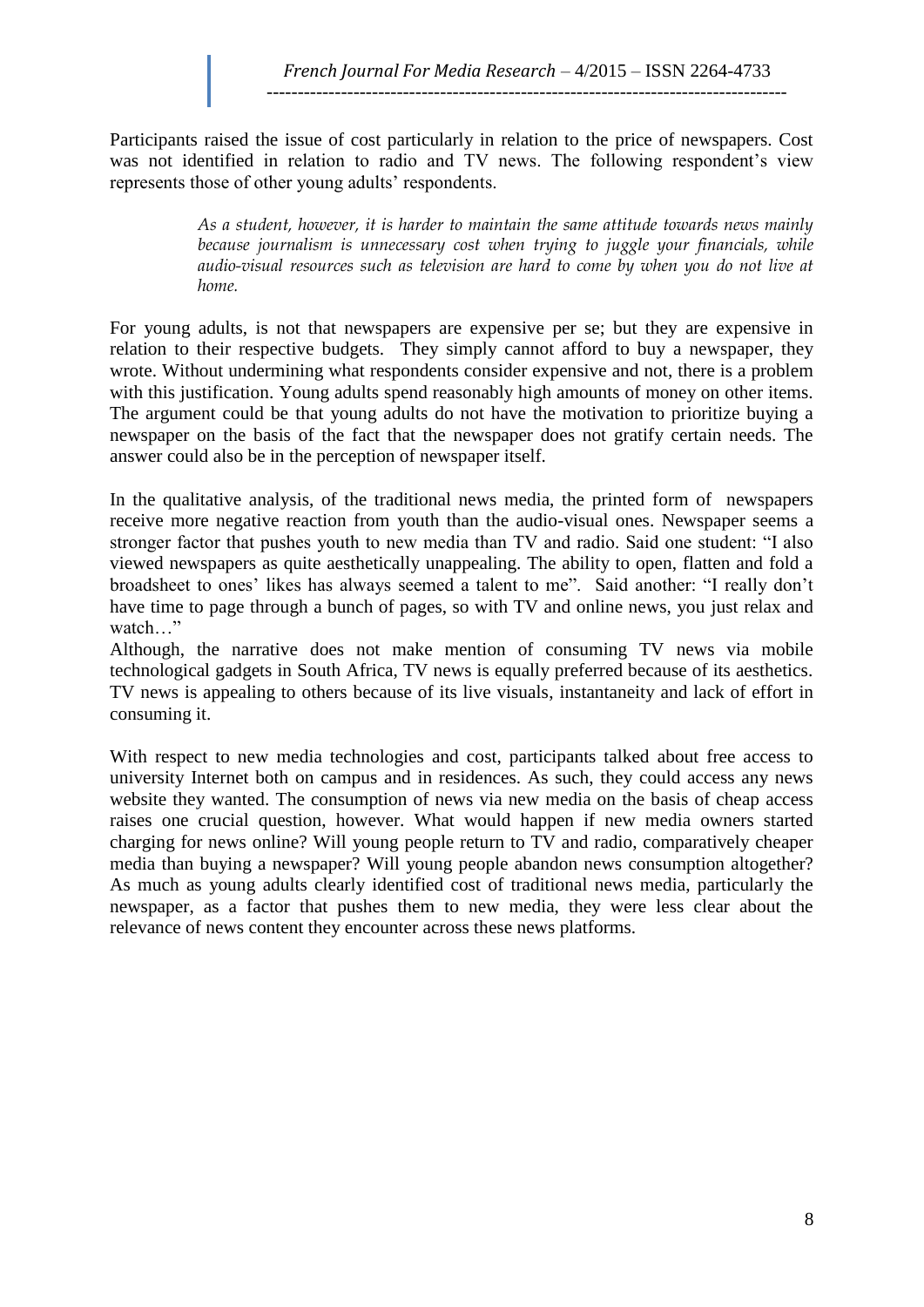Participants raised the issue of cost particularly in relation to the price of newspapers. Cost was not identified in relation to radio and TV news. The following respondent's view represents those of other young adults' respondents.

> *As a student, however, it is harder to maintain the same attitude towards news mainly because journalism is unnecessary cost when trying to juggle your financials, while audio-visual resources such as television are hard to come by when you do not live at home.*

For young adults, is not that newspapers are expensive per se; but they are expensive in relation to their respective budgets. They simply cannot afford to buy a newspaper, they wrote. Without undermining what respondents consider expensive and not, there is a problem with this justification. Young adults spend reasonably high amounts of money on other items. The argument could be that young adults do not have the motivation to prioritize buying a newspaper on the basis of the fact that the newspaper does not gratify certain needs. The answer could also be in the perception of newspaper itself.

In the qualitative analysis, of the traditional news media, the printed form of newspapers receive more negative reaction from youth than the audio-visual ones. Newspaper seems a stronger factor that pushes youth to new media than TV and radio. Said one student: "I also viewed newspapers as quite aesthetically unappealing. The ability to open, flatten and fold a broadsheet to ones' likes has always seemed a talent to me". Said another: "I really don't have time to page through a bunch of pages, so with TV and online news, you just relax and watch…"

Although, the narrative does not make mention of consuming TV news via mobile technological gadgets in South Africa, TV news is equally preferred because of its aesthetics. TV news is appealing to others because of its live visuals, instantaneity and lack of effort in consuming it.

With respect to new media technologies and cost, participants talked about free access to university Internet both on campus and in residences. As such, they could access any news website they wanted. The consumption of news via new media on the basis of cheap access raises one crucial question, however. What would happen if new media owners started charging for news online? Will young people return to TV and radio, comparatively cheaper media than buying a newspaper? Will young people abandon news consumption altogether? As much as young adults clearly identified cost of traditional news media, particularly the newspaper, as a factor that pushes them to new media, they were less clear about the relevance of news content they encounter across these news platforms.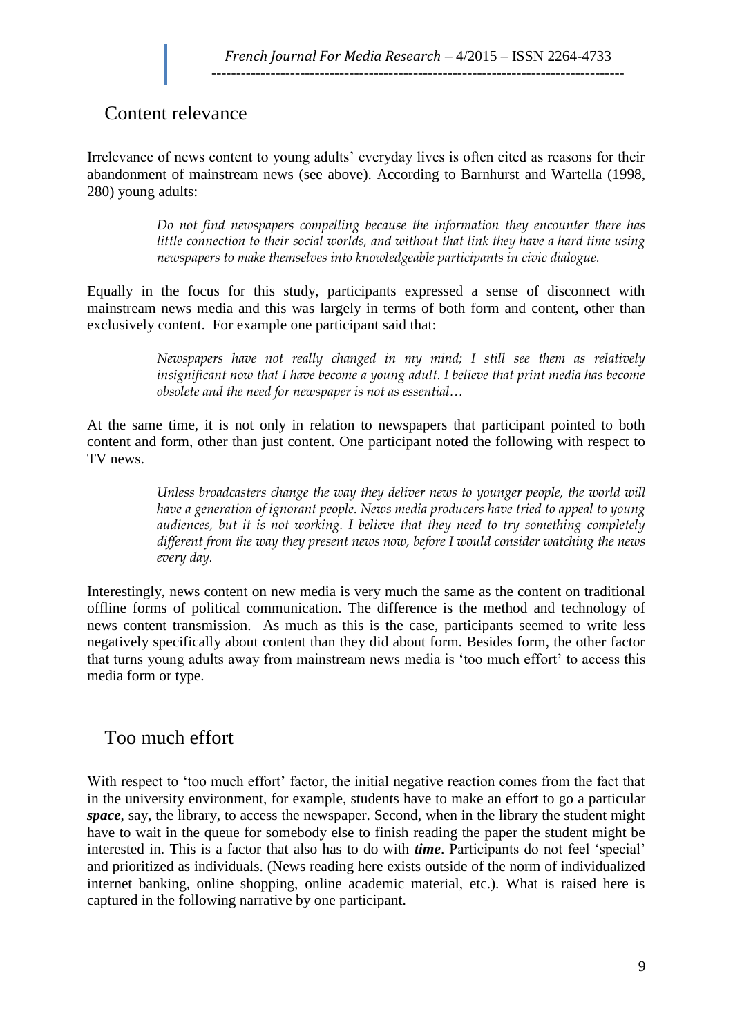## Content relevance

Irrelevance of news content to young adults' everyday lives is often cited as reasons for their abandonment of mainstream news (see above). According to Barnhurst and Wartella (1998, 280) young adults:

> *Do not find newspapers compelling because the information they encounter there has little connection to their social worlds, and without that link they have a hard time using newspapers to make themselves into knowledgeable participants in civic dialogue.*

Equally in the focus for this study, participants expressed a sense of disconnect with mainstream news media and this was largely in terms of both form and content, other than exclusively content. For example one participant said that:

> *Newspapers have not really changed in my mind; I still see them as relatively insignificant now that I have become a young adult. I believe that print media has become obsolete and the need for newspaper is not as essential…*

At the same time, it is not only in relation to newspapers that participant pointed to both content and form, other than just content. One participant noted the following with respect to TV news.

> *Unless broadcasters change the way they deliver news to younger people, the world will have a generation of ignorant people. News media producers have tried to appeal to young audiences, but it is not working. I believe that they need to try something completely different from the way they present news now, before I would consider watching the news every day.*

Interestingly, news content on new media is very much the same as the content on traditional offline forms of political communication. The difference is the method and technology of news content transmission. As much as this is the case, participants seemed to write less negatively specifically about content than they did about form. Besides form, the other factor that turns young adults away from mainstream news media is 'too much effort' to access this media form or type.

## Too much effort

With respect to 'too much effort' factor, the initial negative reaction comes from the fact that in the university environment, for example, students have to make an effort to go a particular ***space***, say, the library, to access the newspaper. Second, when in the library the student might have to wait in the queue for somebody else to finish reading the paper the student might be interested in. This is a factor that also has to do with ***time***. Participants do not feel 'special' and prioritized as individuals. (News reading here exists outside of the norm of individualized internet banking, online shopping, online academic material, etc.). What is raised here is captured in the following narrative by one participant.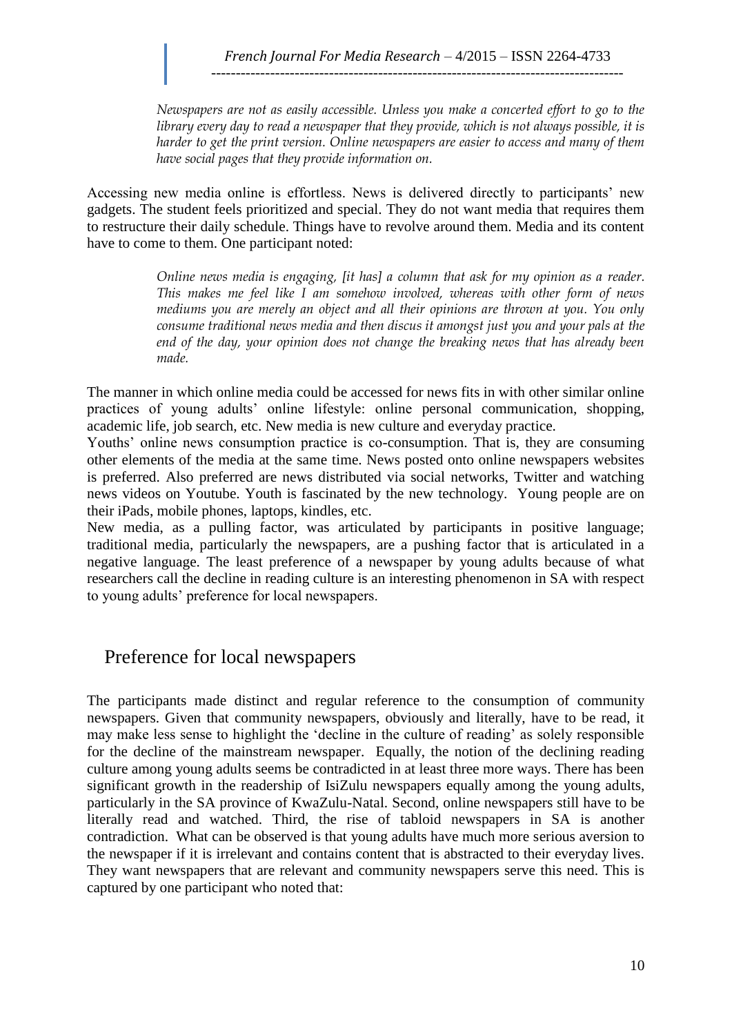> *Newspapers are not as easily accessible. Unless you make a concerted effort to go to the library every day to read a newspaper that they provide, which is not always possible, it is harder to get the print version. Online newspapers are easier to access and many of them have social pages that they provide information on.*

Accessing new media online is effortless. News is delivered directly to participants' new gadgets. The student feels prioritized and special. They do not want media that requires them to restructure their daily schedule. Things have to revolve around them. Media and its content have to come to them. One participant noted:

> *Online news media is engaging, [it has] a column that ask for my opinion as a reader. This makes me feel like I am somehow involved, whereas with other form of news mediums you are merely an object and all their opinions are thrown at you. You only consume traditional news media and then discus it amongst just you and your pals at the end of the day, your opinion does not change the breaking news that has already been made.*

The manner in which online media could be accessed for news fits in with other similar online practices of young adults' online lifestyle: online personal communication, shopping, academic life, job search, etc. New media is new culture and everyday practice.

Youths' online news consumption practice is co-consumption. That is, they are consuming other elements of the media at the same time. News posted onto online newspapers websites is preferred. Also preferred are news distributed via social networks, Twitter and watching news videos on Youtube. Youth is fascinated by the new technology. Young people are on their iPads, mobile phones, laptops, kindles, etc.

New media, as a pulling factor, was articulated by participants in positive language; traditional media, particularly the newspapers, are a pushing factor that is articulated in a negative language. The least preference of a newspaper by young adults because of what researchers call the decline in reading culture is an interesting phenomenon in SA with respect to young adults' preference for local newspapers.

## Preference for local newspapers

The participants made distinct and regular reference to the consumption of community newspapers. Given that community newspapers, obviously and literally, have to be read, it may make less sense to highlight the 'decline in the culture of reading' as solely responsible for the decline of the mainstream newspaper. Equally, the notion of the declining reading culture among young adults seems be contradicted in at least three more ways. There has been significant growth in the readership of IsiZulu newspapers equally among the young adults, particularly in the SA province of KwaZulu-Natal. Second, online newspapers still have to be literally read and watched. Third, the rise of tabloid newspapers in SA is another contradiction. What can be observed is that young adults have much more serious aversion to the newspaper if it is irrelevant and contains content that is abstracted to their everyday lives. They want newspapers that are relevant and community newspapers serve this need. This is captured by one participant who noted that: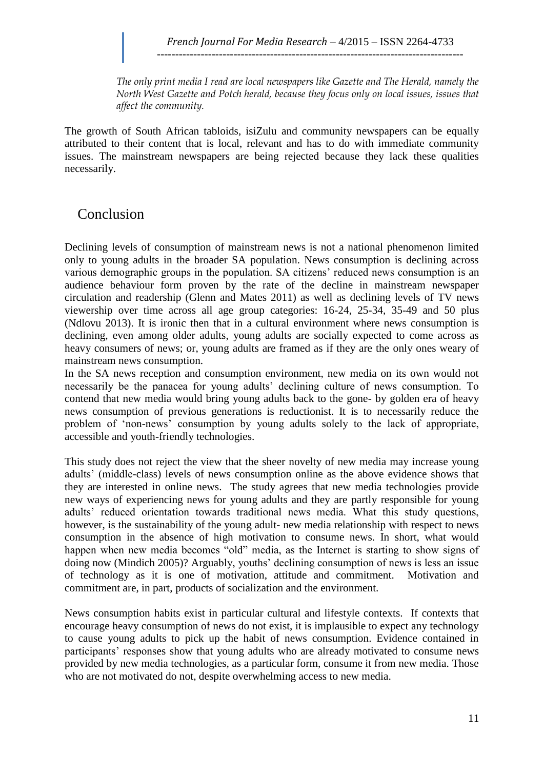*The only print media I read are local newspapers like Gazette and The Herald, namely the North West Gazette and Potch herald, because they focus only on local issues, issues that affect the community.*

The growth of South African tabloids, isiZulu and community newspapers can be equally attributed to their content that is local, relevant and has to do with immediate community issues. The mainstream newspapers are being rejected because they lack these qualities necessarily.

## Conclusion

Declining levels of consumption of mainstream news is not a national phenomenon limited only to young adults in the broader SA population. News consumption is declining across various demographic groups in the population. SA citizens' reduced news consumption is an audience behaviour form proven by the rate of the decline in mainstream newspaper circulation and readership (Glenn and Mates 2011) as well as declining levels of TV news viewership over time across all age group categories: 16-24, 25-34, 35-49 and 50 plus (Ndlovu 2013). It is ironic then that in a cultural environment where news consumption is declining, even among older adults, young adults are socially expected to come across as heavy consumers of news; or, young adults are framed as if they are the only ones weary of mainstream news consumption.

In the SA news reception and consumption environment, new media on its own would not necessarily be the panacea for young adults' declining culture of news consumption. To contend that new media would bring young adults back to the gone- by golden era of heavy news consumption of previous generations is reductionist. It is to necessarily reduce the problem of 'non-news' consumption by young adults solely to the lack of appropriate, accessible and youth-friendly technologies.

This study does not reject the view that the sheer novelty of new media may increase young adults' (middle-class) levels of news consumption online as the above evidence shows that they are interested in online news. The study agrees that new media technologies provide new ways of experiencing news for young adults and they are partly responsible for young adults' reduced orientation towards traditional news media. What this study questions, however, is the sustainability of the young adult- new media relationship with respect to news consumption in the absence of high motivation to consume news. In short, what would happen when new media becomes "old" media, as the Internet is starting to show signs of doing now (Mindich 2005)? Arguably, youths' declining consumption of news is less an issue of technology as it is one of motivation, attitude and commitment. Motivation and commitment are, in part, products of socialization and the environment.

News consumption habits exist in particular cultural and lifestyle contexts. If contexts that encourage heavy consumption of news do not exist, it is implausible to expect any technology to cause young adults to pick up the habit of news consumption. Evidence contained in participants' responses show that young adults who are already motivated to consume news provided by new media technologies, as a particular form, consume it from new media. Those who are not motivated do not, despite overwhelming access to new media.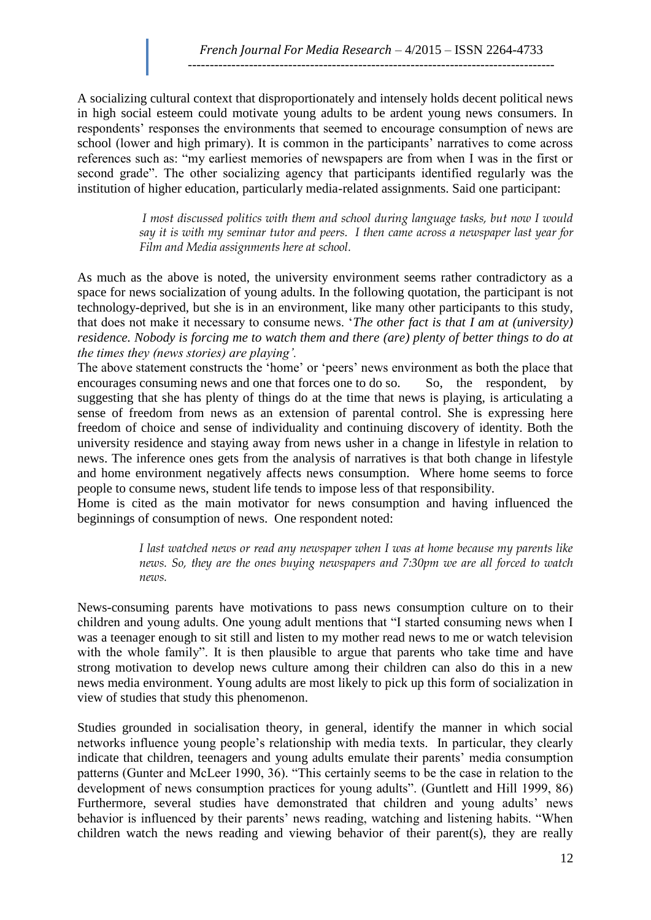A socializing cultural context that disproportionately and intensely holds decent political news in high social esteem could motivate young adults to be ardent young news consumers. In respondents' responses the environments that seemed to encourage consumption of news are school (lower and high primary). It is common in the participants' narratives to come across references such as: "my earliest memories of newspapers are from when I was in the first or second grade". The other socializing agency that participants identified regularly was the institution of higher education, particularly media-related assignments. Said one participant:

> *I most discussed politics with them and school during language tasks, but now I would say it is with my seminar tutor and peers. I then came across a newspaper last year for Film and Media assignments here at school.*

As much as the above is noted, the university environment seems rather contradictory as a space for news socialization of young adults. In the following quotation, the participant is not technology-deprived, but she is in an environment, like many other participants to this study, that does not make it necessary to consume news. '*The other fact is that I am at (university) residence. Nobody is forcing me to watch them and there (are) plenty of better things to do at the times they (news stories) are playing'.*

The above statement constructs the 'home' or 'peers' news environment as both the place that encourages consuming news and one that forces one to do so. So, the respondent, by suggesting that she has plenty of things do at the time that news is playing, is articulating a sense of freedom from news as an extension of parental control. She is expressing here freedom of choice and sense of individuality and continuing discovery of identity. Both the university residence and staying away from news usher in a change in lifestyle in relation to news. The inference ones gets from the analysis of narratives is that both change in lifestyle and home environment negatively affects news consumption. Where home seems to force people to consume news, student life tends to impose less of that responsibility.

Home is cited as the main motivator for news consumption and having influenced the beginnings of consumption of news. One respondent noted:

> *I last watched news or read any newspaper when I was at home because my parents like news. So, they are the ones buying newspapers and 7:30pm we are all forced to watch news.*

News-consuming parents have motivations to pass news consumption culture on to their children and young adults. One young adult mentions that "I started consuming news when I was a teenager enough to sit still and listen to my mother read news to me or watch television with the whole family". It is then plausible to argue that parents who take time and have strong motivation to develop news culture among their children can also do this in a new news media environment. Young adults are most likely to pick up this form of socialization in view of studies that study this phenomenon.

Studies grounded in socialisation theory, in general, identify the manner in which social networks influence young people's relationship with media texts. In particular, they clearly indicate that children, teenagers and young adults emulate their parents' media consumption patterns (Gunter and McLeer 1990, 36). "This certainly seems to be the case in relation to the development of news consumption practices for young adults". (Guntlett and Hill 1999, 86) Furthermore, several studies have demonstrated that children and young adults' news behavior is influenced by their parents' news reading, watching and listening habits. "When children watch the news reading and viewing behavior of their parent(s), they are really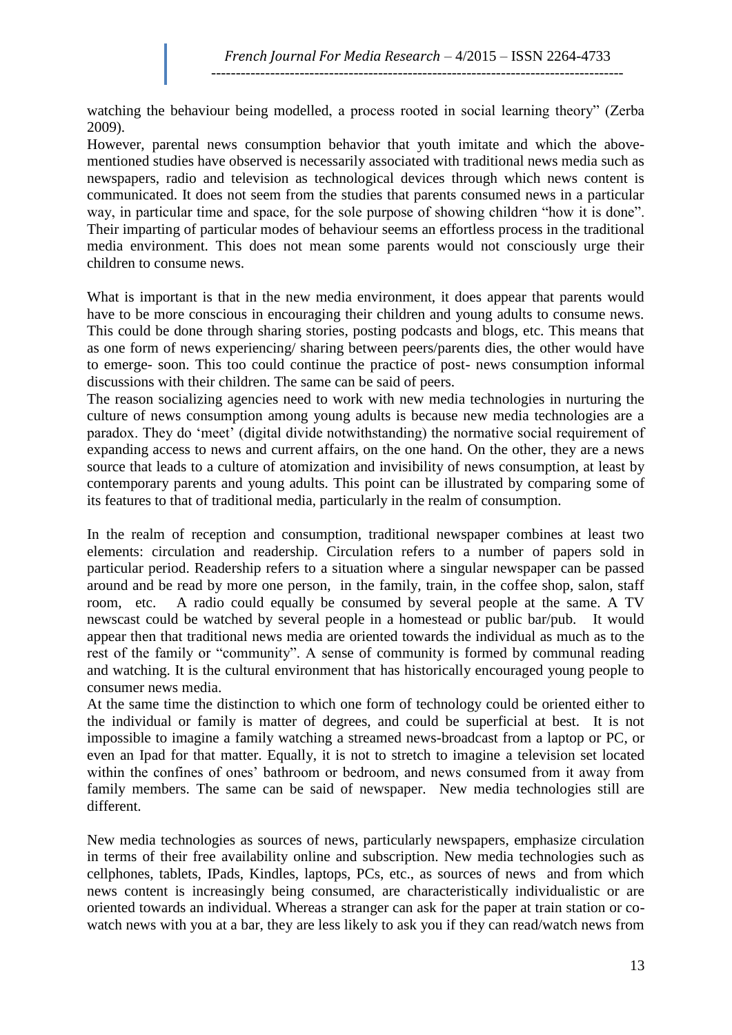watching the behaviour being modelled, a process rooted in social learning theory" (Zerba 2009).

However, parental news consumption behavior that youth imitate and which the above-mentioned studies have observed is necessarily associated with traditional news media such as newspapers, radio and television as technological devices through which news content is communicated. It does not seem from the studies that parents consumed news in a particular way, in particular time and space, for the sole purpose of showing children "how it is done". Their imparting of particular modes of behaviour seems an effortless process in the traditional media environment. This does not mean some parents would not consciously urge their children to consume news.

What is important is that in the new media environment, it does appear that parents would have to be more conscious in encouraging their children and young adults to consume news. This could be done through sharing stories, posting podcasts and blogs, etc. This means that as one form of news experiencing/ sharing between peers/parents dies, the other would have to emerge- soon. This too could continue the practice of post- news consumption informal discussions with their children. The same can be said of peers.

The reason socializing agencies need to work with new media technologies in nurturing the culture of news consumption among young adults is because new media technologies are a paradox. They do 'meet' (digital divide notwithstanding) the normative social requirement of expanding access to news and current affairs, on the one hand. On the other, they are a news source that leads to a culture of atomization and invisibility of news consumption, at least by contemporary parents and young adults. This point can be illustrated by comparing some of its features to that of traditional media, particularly in the realm of consumption.

In the realm of reception and consumption, traditional newspaper combines at least two elements: circulation and readership. Circulation refers to a number of papers sold in particular period. Readership refers to a situation where a singular newspaper can be passed around and be read by more one person, in the family, train, in the coffee shop, salon, staff room, etc. A radio could equally be consumed by several people at the same. A TV newscast could be watched by several people in a homestead or public bar/pub. It would appear then that traditional news media are oriented towards the individual as much as to the rest of the family or "community". A sense of community is formed by communal reading and watching. It is the cultural environment that has historically encouraged young people to consumer news media.

At the same time the distinction to which one form of technology could be oriented either to the individual or family is matter of degrees, and could be superficial at best. It is not impossible to imagine a family watching a streamed news-broadcast from a laptop or PC, or even an Ipad for that matter. Equally, it is not to stretch to imagine a television set located within the confines of ones' bathroom or bedroom, and news consumed from it away from family members. The same can be said of newspaper. New media technologies still are different.

New media technologies as sources of news, particularly newspapers, emphasize circulation in terms of their free availability online and subscription. New media technologies such as cellphones, tablets, IPads, Kindles, laptops, PCs, etc., as sources of news and from which news content is increasingly being consumed, are characteristically individualistic or are oriented towards an individual. Whereas a stranger can ask for the paper at train station or co-watch news with you at a bar, they are less likely to ask you if they can read/watch news from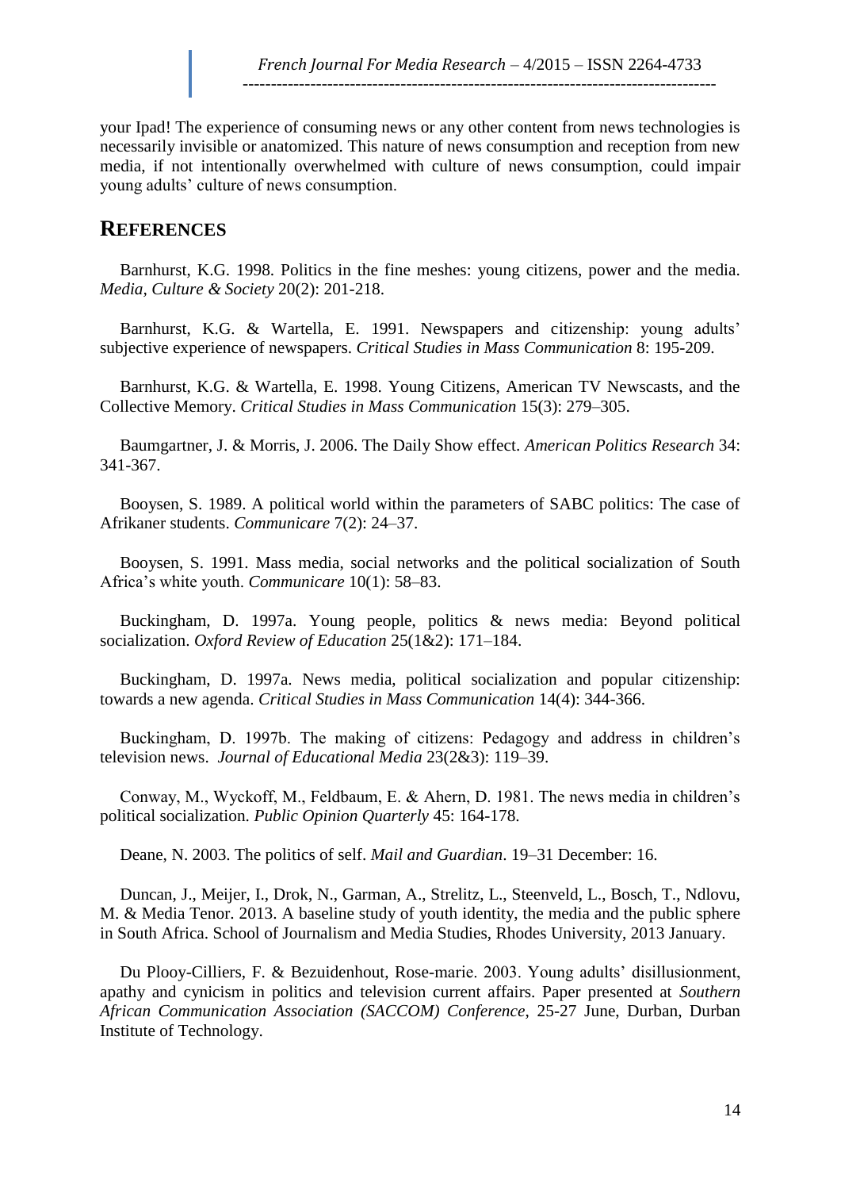your Ipad! The experience of consuming news or any other content from news technologies is necessarily invisible or anatomized. This nature of news consumption and reception from new media, if not intentionally overwhelmed with culture of news consumption, could impair young adults' culture of news consumption.

## REFERENCES

Barnhurst, K.G. 1998. Politics in the fine meshes: young citizens, power and the media. *Media, Culture & Society* 20(2): 201-218.

Barnhurst, K.G. & Wartella, E. 1991. Newspapers and citizenship: young adults' subjective experience of newspapers. *Critical Studies in Mass Communication* 8: 195-209.

Barnhurst, K.G. & Wartella, E. 1998. Young Citizens, American TV Newscasts, and the Collective Memory. *Critical Studies in Mass Communication* 15(3): 279–305.

Baumgartner, J. & Morris, J. 2006. The Daily Show effect. *American Politics Research* 34: 341-367.

Booysen, S. 1989. A political world within the parameters of SABC politics: The case of Afrikaner students. *Communicare* 7(2): 24–37.

Booysen, S. 1991. Mass media, social networks and the political socialization of South Africa's white youth. *Communicare* 10(1): 58–83.

Buckingham, D. 1997a. Young people, politics & news media: Beyond political socialization. *Oxford Review of Education* 25(1&2): 171–184.

Buckingham, D. 1997a. News media, political socialization and popular citizenship: towards a new agenda. *Critical Studies in Mass Communication* 14(4): 344-366.

Buckingham, D. 1997b. The making of citizens: Pedagogy and address in children's television news. *Journal of Educational Media* 23(2&3): 119–39.

Conway, M., Wyckoff, M., Feldbaum, E. & Ahern, D. 1981. The news media in children's political socialization. *Public Opinion Quarterly* 45: 164-178.

Deane, N. 2003. The politics of self. *Mail and Guardian*. 19–31 December: 16.

Duncan, J., Meijer, I., Drok, N., Garman, A., Strelitz, L., Steenveld, L., Bosch, T., Ndlovu, M. & Media Tenor. 2013. A baseline study of youth identity, the media and the public sphere in South Africa. School of Journalism and Media Studies, Rhodes University, 2013 January.

Du Plooy-Cilliers, F. & Bezuidenhout, Rose-marie. 2003. Young adults' disillusionment, apathy and cynicism in politics and television current affairs. Paper presented at *Southern African Communication Association (SACCOM) Conference*, 25-27 June, Durban, Durban Institute of Technology.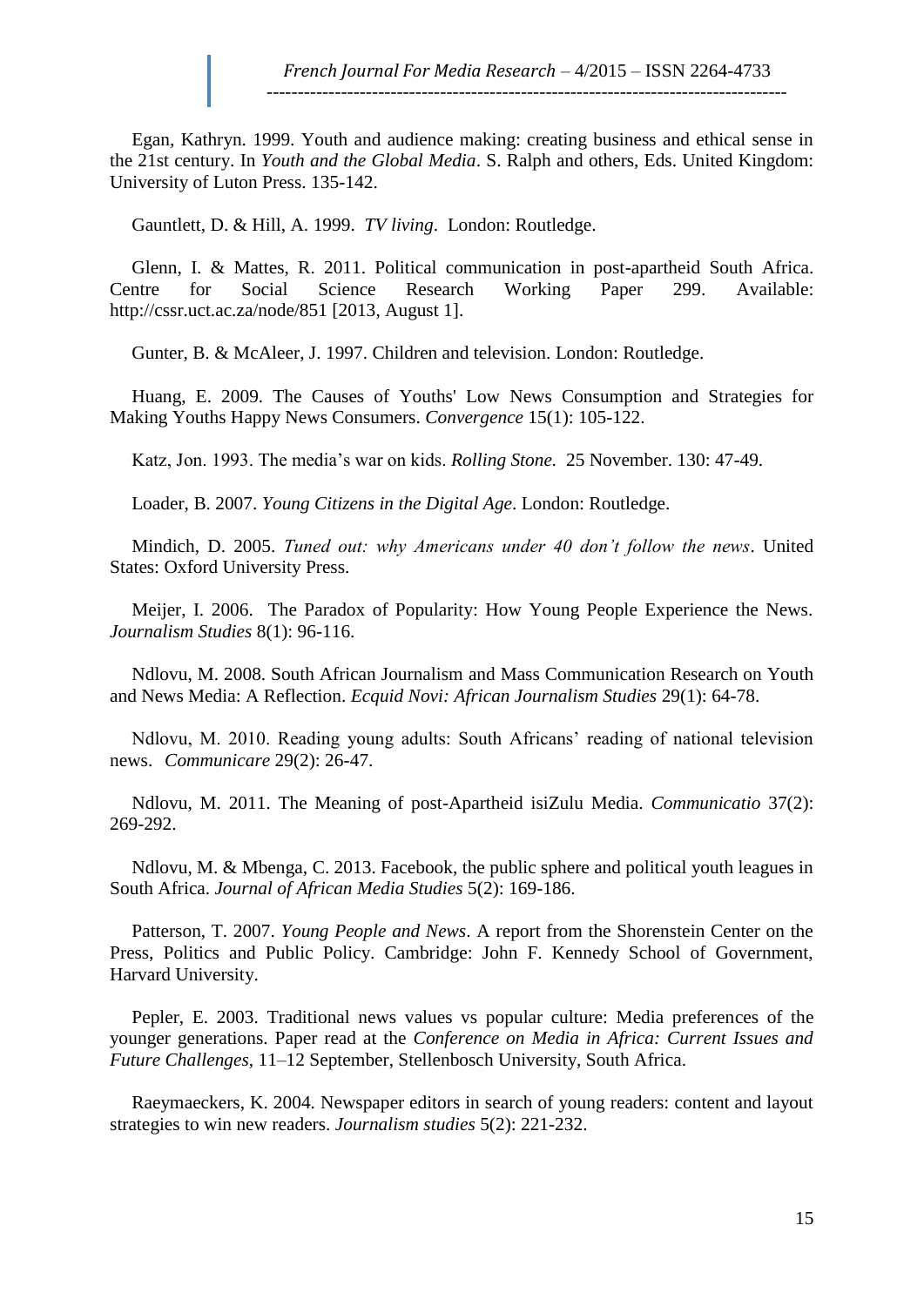Egan, Kathryn. 1999. Youth and audience making: creating business and ethical sense in the 21st century. In *Youth and the Global Media*. S. Ralph and others, Eds. United Kingdom: University of Luton Press. 135-142.

Gauntlett, D. & Hill, A. 1999. *TV living*. London: Routledge.

Glenn, I. & Mattes, R. 2011. Political communication in post-apartheid South Africa. Centre for Social Science Research Working Paper 299. Available: http://cssr.uct.ac.za/node/851 [2013, August 1].

Gunter, B. & McAleer, J. 1997. Children and television. London: Routledge.

Huang, E. 2009. The Causes of Youths' Low News Consumption and Strategies for Making Youths Happy News Consumers. *Convergence* 15(1): 105-122.

Katz, Jon. 1993. The media's war on kids. *Rolling Stone.* 25 November. 130: 47-49.

Loader, B. 2007. *Young Citizens in the Digital Age*. London: Routledge.

Mindich, D. 2005. *Tuned out: why Americans under 40 don't follow the news*. United States: Oxford University Press.

Meijer, I. 2006. The Paradox of Popularity: How Young People Experience the News. *Journalism Studies* 8(1): 96-116.

Ndlovu, M. 2008. South African Journalism and Mass Communication Research on Youth and News Media: A Reflection. *Ecquid Novi: African Journalism Studies* 29(1): 64-78.

Ndlovu, M. 2010. Reading young adults: South Africans' reading of national television news. *Communicare* 29(2): 26-47.

Ndlovu, M. 2011. The Meaning of post-Apartheid isiZulu Media. *Communicatio* 37(2): 269-292.

Ndlovu, M. & Mbenga, C. 2013. Facebook, the public sphere and political youth leagues in South Africa. *Journal of African Media Studies* 5(2): 169-186.

Patterson, T. 2007. *Young People and News*. A report from the Shorenstein Center on the Press, Politics and Public Policy. Cambridge: John F. Kennedy School of Government, Harvard University.

Pepler, E. 2003. Traditional news values vs popular culture: Media preferences of the younger generations. Paper read at the *Conference on Media in Africa: Current Issues and Future Challenges*, 11–12 September, Stellenbosch University, South Africa.

Raeymaeckers, K. 2004. Newspaper editors in search of young readers: content and layout strategies to win new readers. *Journalism studies* 5(2): 221-232.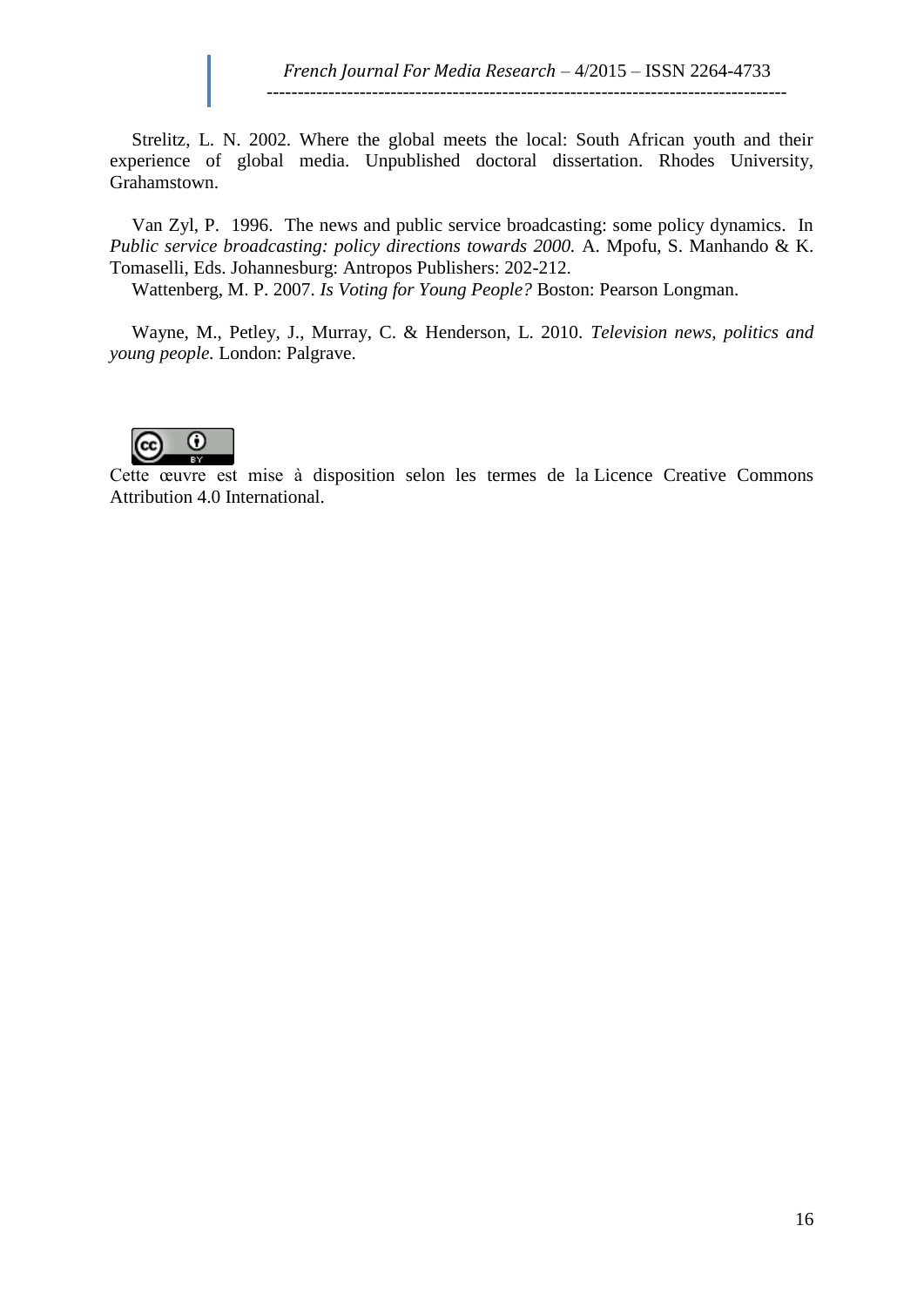Strelitz, L. N. 2002. Where the global meets the local: South African youth and their experience of global media. Unpublished doctoral dissertation. Rhodes University, Grahamstown.

Van Zyl, P. 1996. The news and public service broadcasting: some policy dynamics. In *Public service broadcasting: policy directions towards 2000.* A. Mpofu, S. Manhando & K. Tomaselli, Eds. Johannesburg: Antropos Publishers: 202-212.

Wattenberg, M. P. 2007. *Is Voting for Young People?* Boston: Pearson Longman.

Wayne, M., Petley, J., Murray, C. & Henderson, L. 2010. *Television news, politics and young people.* London: Palgrave.

Cette œuvre est mise à disposition selon les termes de la Licence Creative Commons Attribution 4.0 International.